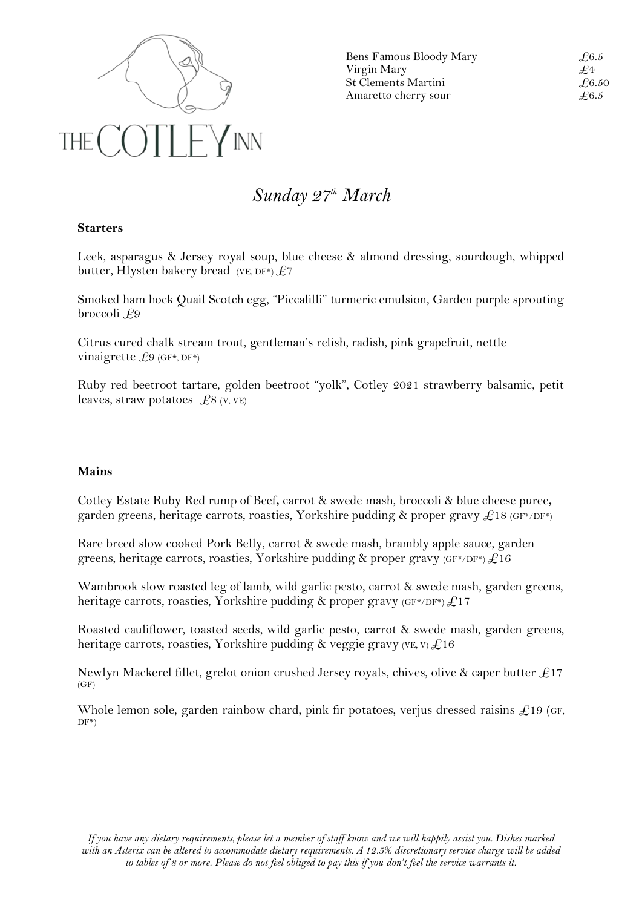THE COTLEY INN

| | |
|---|---|
| Bens Famous Bloody Mary | £6.5 |
| Virgin Mary | £4 |
| St Clements Martini | £6.50 |
| Amaretto cherry sour | £6.5 |

# *Sunday 27th March*

**Starters**

Leek, asparagus & Jersey royal soup, blue cheese & almond dressing, sourdough, whipped butter, Hlysten bakery bread (VE, DF*) £7

Smoked ham hock Quail Scotch egg, "Piccalilli" turmeric emulsion, Garden purple sprouting broccoli £9

Citrus cured chalk stream trout, gentleman's relish, radish, pink grapefruit, nettle vinaigrette £9 (GF*, DF*)

Ruby red beetroot tartare, golden beetroot "yolk", Cotley 2021 strawberry balsamic, petit leaves, straw potatoes £8 (V, VE)

**Mains**

Cotley Estate Ruby Red rump of Beef**,** carrot & swede mash, broccoli & blue cheese puree**,** garden greens, heritage carrots, roasties, Yorkshire pudding & proper gravy £18 (GF*/DF*)

Rare breed slow cooked Pork Belly, carrot & swede mash, brambly apple sauce, garden greens, heritage carrots, roasties, Yorkshire pudding & proper gravy (GF*/DF*) £16

Wambrook slow roasted leg of lamb, wild garlic pesto, carrot & swede mash, garden greens, heritage carrots, roasties, Yorkshire pudding & proper gravy (GF*/DF*) £17

Roasted cauliflower, toasted seeds, wild garlic pesto, carrot & swede mash, garden greens, heritage carrots, roasties, Yorkshire pudding & veggie gravy (VE, V) £16

Newlyn Mackerel fillet, grelot onion crushed Jersey royals, chives, olive & caper butter £17 (GF)

Whole lemon sole, garden rainbow chard, pink fir potatoes, verjus dressed raisins £19 (GF, DF*)

*If you have any dietary requirements, please let a member of staff know and we will happily assist you. Dishes marked with an Asterix can be altered to accommodate dietary requirements. A 12.5% discretionary service charge will be added to tables of 8 or more. Please do not feel obliged to pay this if you don't feel the service warrants it.*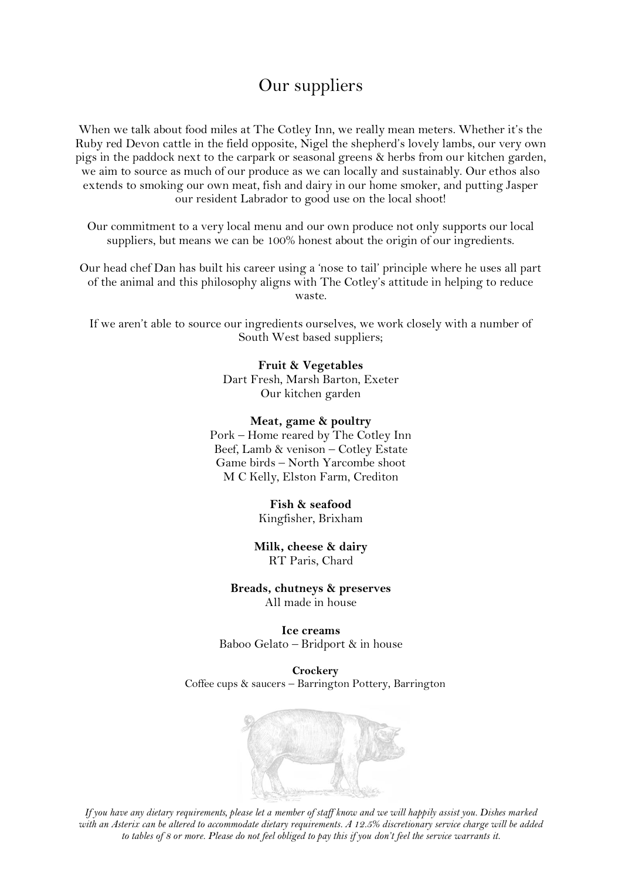# Our suppliers

When we talk about food miles at The Cotley Inn, we really mean meters. Whether it's the Ruby red Devon cattle in the field opposite, Nigel the shepherd's lovely lambs, our very own pigs in the paddock next to the carpark or seasonal greens & herbs from our kitchen garden, we aim to source as much of our produce as we can locally and sustainably. Our ethos also extends to smoking our own meat, fish and dairy in our home smoker, and putting Jasper our resident Labrador to good use on the local shoot!

Our commitment to a very local menu and our own produce not only supports our local suppliers, but means we can be 100% honest about the origin of our ingredients.

Our head chef Dan has built his career using a 'nose to tail' principle where he uses all part of the animal and this philosophy aligns with The Cotley's attitude in helping to reduce waste.

If we aren't able to source our ingredients ourselves, we work closely with a number of South West based suppliers;

**Fruit & Vegetables**
Dart Fresh, Marsh Barton, Exeter
Our kitchen garden

**Meat, game & poultry**
Pork – Home reared by The Cotley Inn
Beef, Lamb & venison – Cotley Estate
Game birds – North Yarcombe shoot
M C Kelly, Elston Farm, Crediton

**Fish & seafood**
Kingfisher, Brixham

**Milk, cheese & dairy**
RT Paris, Chard

**Breads, chutneys & preserves**
All made in house

**Ice creams**
Baboo Gelato – Bridport & in house

**Crockery**
Coffee cups & saucers – Barrington Pottery, Barrington

*If you have any dietary requirements, please let a member of staff know and we will happily assist you. Dishes marked with an Asterix can be altered to accommodate dietary requirements. A 12.5% discretionary service charge will be added to tables of 8 or more. Please do not feel obliged to pay this if you don't feel the service warrants it.*